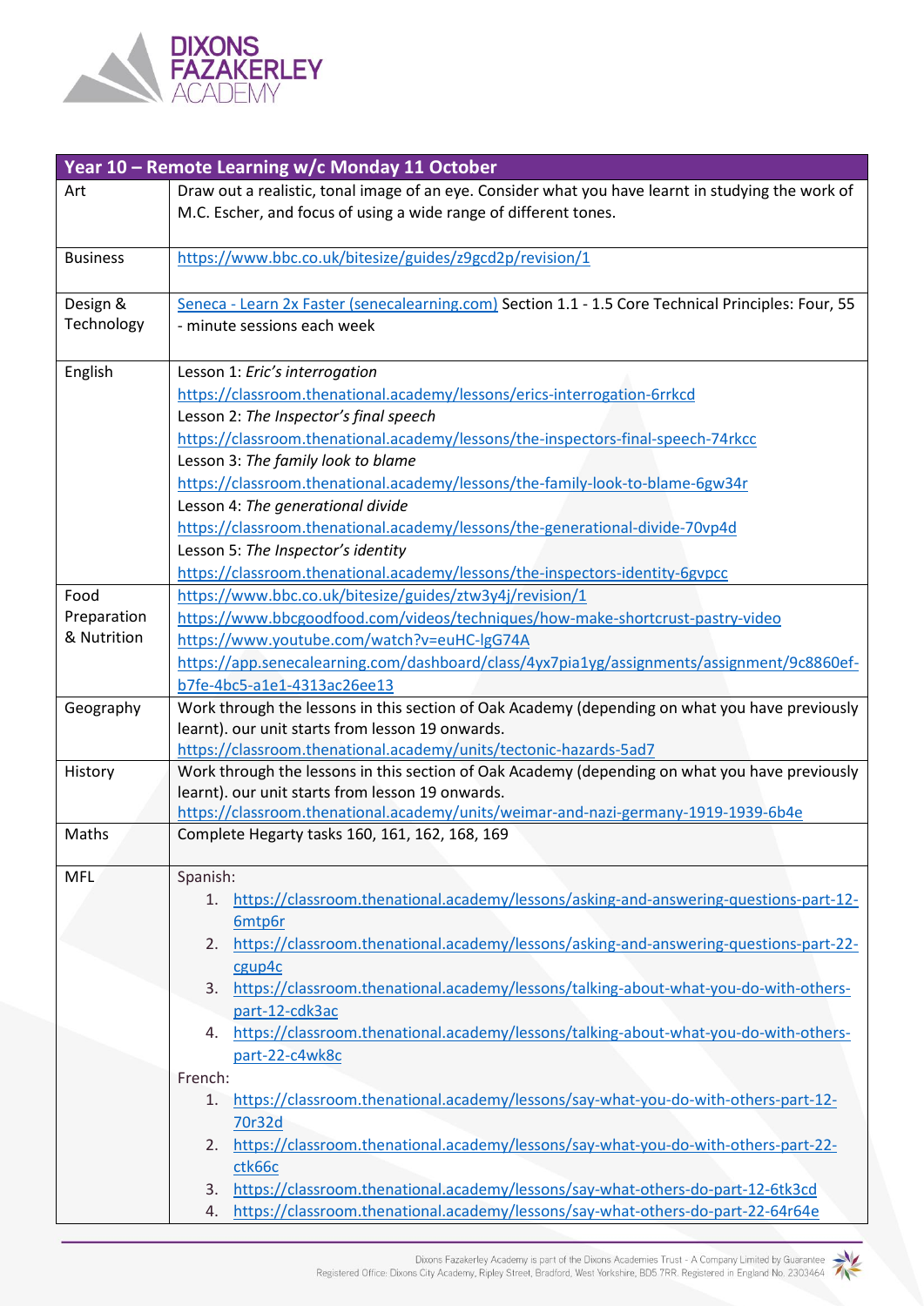DIXONS FAZAKERLEY ACADEMY

| Year 10 – Remote Learning w/c Monday 11 October | |
|---|---|
| Art | Draw out a realistic, tonal image of an eye. Consider what you have learnt in studying the work of M.C. Escher, and focus of using a wide range of different tones. |
| Business | https://www.bbc.co.uk/bitesize/guides/z9gcd2p/revision/1 |
| Design & Technology | Seneca - Learn 2x Faster (senecalearning.com) Section 1.1 - 1.5 Core Technical Principles: Four, 55 - minute sessions each week |
| English | Lesson 1: *Eric's interrogation*<br>https://classroom.thenational.academy/lessons/erics-interrogation-6rrkcd<br>Lesson 2: *The Inspector's final speech*<br>https://classroom.thenational.academy/lessons/the-inspectors-final-speech-74rkcc<br>Lesson 3: *The family look to blame*<br>https://classroom.thenational.academy/lessons/the-family-look-to-blame-6gw34r<br>Lesson 4: *The generational divide*<br>https://classroom.thenational.academy/lessons/the-generational-divide-70vp4d<br>Lesson 5: *The Inspector's identity*<br>https://classroom.thenational.academy/lessons/the-inspectors-identity-6gvpcc |
| Food Preparation & Nutrition | https://www.bbc.co.uk/bitesize/guides/ztw3y4j/revision/1<br>https://www.bbcgoodfood.com/videos/techniques/how-make-shortcrust-pastry-video<br>https://www.youtube.com/watch?v=euHC-lgG74A<br>https://app.senecalearning.com/dashboard/class/4yx7pia1yg/assignments/assignment/9c8860ef-b7fe-4bc5-a1e1-4313ac26ee13 |
| Geography | Work through the lessons in this section of Oak Academy (depending on what you have previously learnt). our unit starts from lesson 19 onwards.<br>https://classroom.thenational.academy/units/tectonic-hazards-5ad7 |
| History | Work through the lessons in this section of Oak Academy (depending on what you have previously learnt). our unit starts from lesson 19 onwards.<br>https://classroom.thenational.academy/units/weimar-and-nazi-germany-1919-1939-6b4e |
| Maths | Complete Hegarty tasks 160, 161, 162, 168, 169 |
| MFL | Spanish:<br>1. https://classroom.thenational.academy/lessons/asking-and-answering-questions-part-12-6mtp6r<br>2. https://classroom.thenational.academy/lessons/asking-and-answering-questions-part-22-cgup4c<br>3. https://classroom.thenational.academy/lessons/talking-about-what-you-do-with-others-part-12-cdk3ac<br>4. https://classroom.thenational.academy/lessons/talking-about-what-you-do-with-others-part-22-c4wk8c<br>French:<br>1. https://classroom.thenational.academy/lessons/say-what-you-do-with-others-part-12-70r32d<br>2. https://classroom.thenational.academy/lessons/say-what-you-do-with-others-part-22-ctk66c<br>3. https://classroom.thenational.academy/lessons/say-what-others-do-part-12-6tk3cd<br>4. https://classroom.thenational.academy/lessons/say-what-others-do-part-22-64r64e |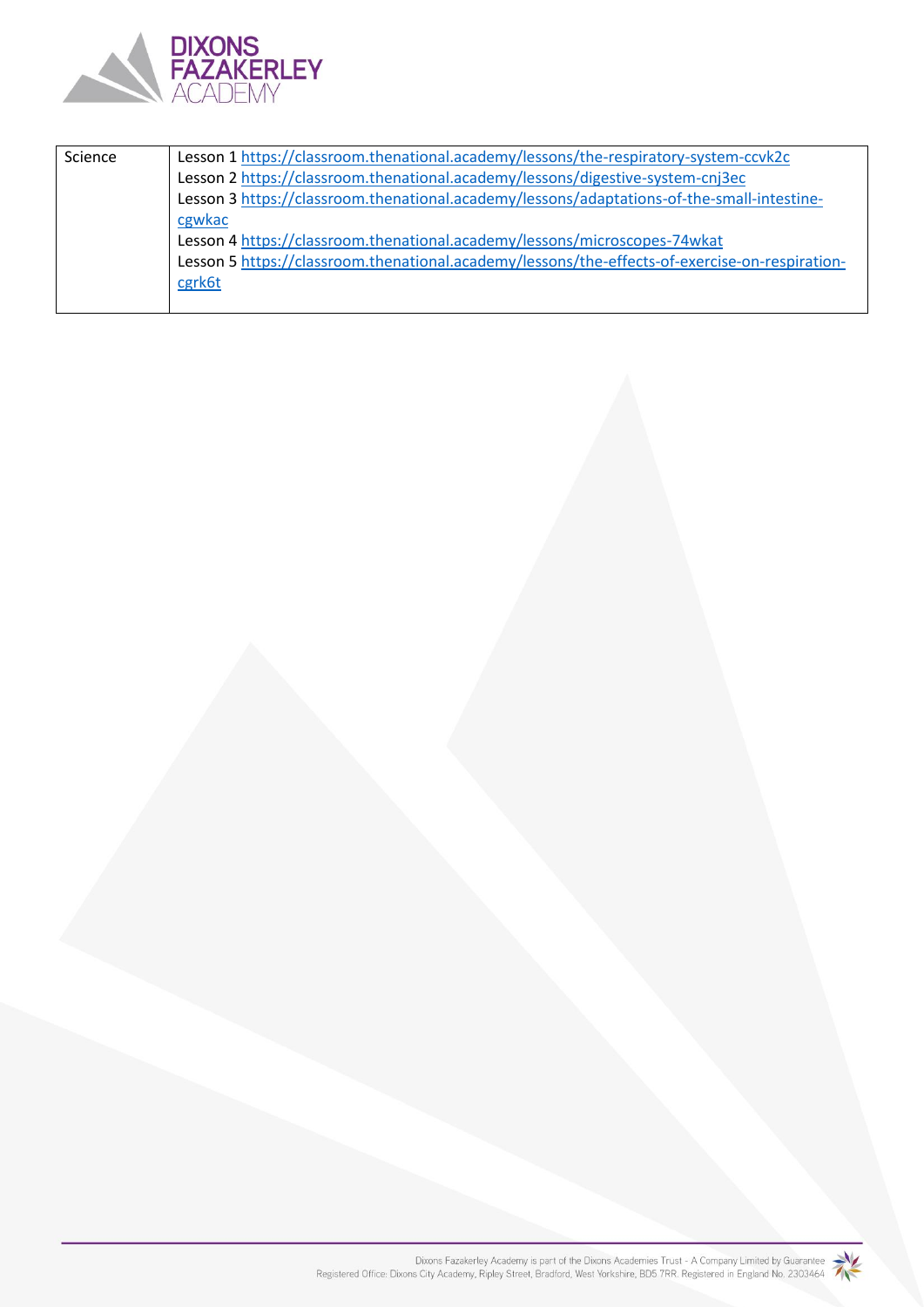| | |
|---|---|
| Science | Lesson 1 https://classroom.thenational.academy/lessons/the-respiratory-system-ccvk2c<br>Lesson 2 https://classroom.thenational.academy/lessons/digestive-system-cnj3ec<br>Lesson 3 https://classroom.thenational.academy/lessons/adaptations-of-the-small-intestine-cgwkac<br>Lesson 4 https://classroom.thenational.academy/lessons/microscopes-74wkat<br>Lesson 5 https://classroom.thenational.academy/lessons/the-effects-of-exercise-on-respiration-cgrk6t |